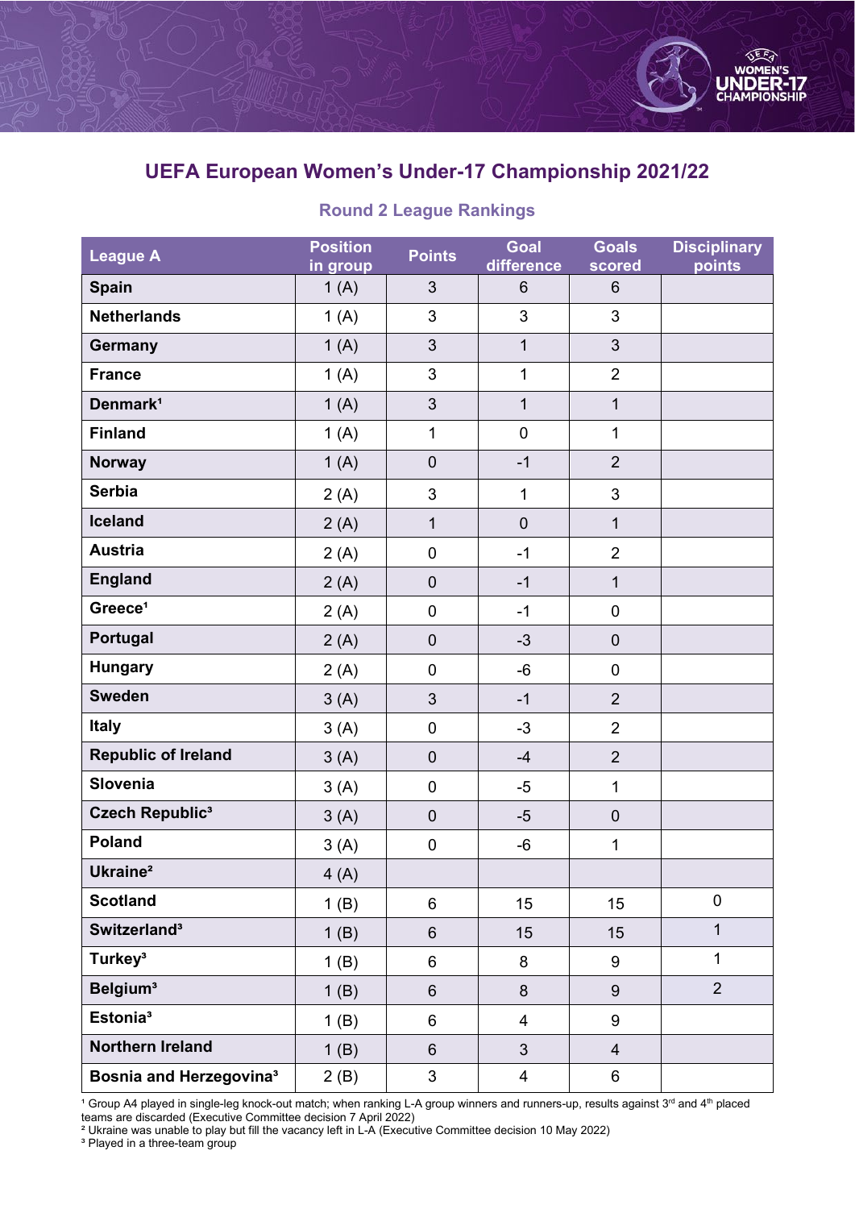# UEFA European Women's Under-17 Championship 2021/22

## Round 2 League Rankings

| League A | Position in group | Points | Goal difference | Goals scored | Disciplinary points |
|---|---|---|---|---|---|
| **Spain** | 1 (A) | 3 | 6 | 6 | |
| **Netherlands** | 1 (A) | 3 | 3 | 3 | |
| **Germany** | 1 (A) | 3 | 1 | 3 | |
| **France** | 1 (A) | 3 | 1 | 2 | |
| **Denmark**[1] | 1 (A) | 3 | 1 | 1 | |
| **Finland** | 1 (A) | 1 | 0 | 1 | |
| **Norway** | 1 (A) | 0 | -1 | 2 | |
| **Serbia** | 2 (A) | 3 | 1 | 3 | |
| **Iceland** | 2 (A) | 1 | 0 | 1 | |
| **Austria** | 2 (A) | 0 | -1 | 2 | |
| **England** | 2 (A) | 0 | -1 | 1 | |
| **Greece**[1] | 2 (A) | 0 | -1 | 0 | |
| **Portugal** | 2 (A) | 0 | -3 | 0 | |
| **Hungary** | 2 (A) | 0 | -6 | 0 | |
| **Sweden** | 3 (A) | 3 | -1 | 2 | |
| **Italy** | 3 (A) | 0 | -3 | 2 | |
| **Republic of Ireland** | 3 (A) | 0 | -4 | 2 | |
| **Slovenia** | 3 (A) | 0 | -5 | 1 | |
| **Czech Republic**[3] | 3 (A) | 0 | -5 | 0 | |
| **Poland** | 3 (A) | 0 | -6 | 1 | |
| **Ukraine**[2] | 4 (A) | | | | |
| **Scotland** | 1 (B) | 6 | 15 | 15 | 0 |
| **Switzerland**[3] | 1 (B) | 6 | 15 | 15 | 1 |
| **Turkey**[3] | 1 (B) | 6 | 8 | 9 | 1 |
| **Belgium**[3] | 1 (B) | 6 | 8 | 9 | 2 |
| **Estonia**[3] | 1 (B) | 6 | 4 | 9 | |
| **Northern Ireland** | 1 (B) | 6 | 3 | 4 | |
| **Bosnia and Herzegovina**[3] | 2 (B) | 3 | 4 | 6 | |

[1] Group A4 played in single-leg knock-out match; when ranking L-A group winners and runners-up, results against 3rd and 4th placed teams are discarded (Executive Committee decision 7 April 2022)
[2] Ukraine was unable to play but fill the vacancy left in L-A (Executive Committee decision 10 May 2022)
[3] Played in a three-team group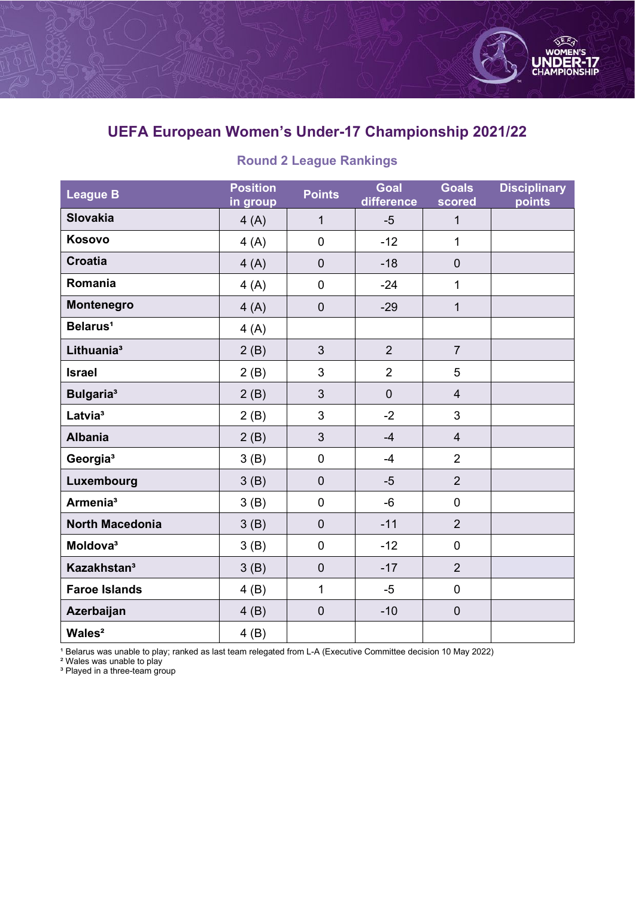## UEFA European Women's Under-17 Championship 2021/22

### Round 2 League Rankings

| League B | Position in group | Points | Goal difference | Goals scored | Disciplinary points |
|---|---|---|---|---|---|
| **Slovakia** | 4 (A) | 1 | -5 | 1 | |
| **Kosovo** | 4 (A) | 0 | -12 | 1 | |
| **Croatia** | 4 (A) | 0 | -18 | 0 | |
| **Romania** | 4 (A) | 0 | -24 | 1 | |
| **Montenegro** | 4 (A) | 0 | -29 | 1 | |
| **Belarus**[1] | 4 (A) | | | | |
| **Lithuania**[3] | 2 (B) | 3 | 2 | 7 | |
| **Israel** | 2 (B) | 3 | 2 | 5 | |
| **Bulgaria**[3] | 2 (B) | 3 | 0 | 4 | |
| **Latvia**[3] | 2 (B) | 3 | -2 | 3 | |
| **Albania** | 2 (B) | 3 | -4 | 4 | |
| **Georgia**[3] | 3 (B) | 0 | -4 | 2 | |
| **Luxembourg** | 3 (B) | 0 | -5 | 2 | |
| **Armenia**[3] | 3 (B) | 0 | -6 | 0 | |
| **North Macedonia** | 3 (B) | 0 | -11 | 2 | |
| **Moldova**[3] | 3 (B) | 0 | -12 | 0 | |
| **Kazakhstan**[3] | 3 (B) | 0 | -17 | 2 | |
| **Faroe Islands** | 4 (B) | 1 | -5 | 0 | |
| **Azerbaijan** | 4 (B) | 0 | -10 | 0 | |
| **Wales**[2] | 4 (B) | | | | |

[1] Belarus was unable to play; ranked as last team relegated from L-A (Executive Committee decision 10 May 2022)
[2] Wales was unable to play
[3] Played in a three-team group